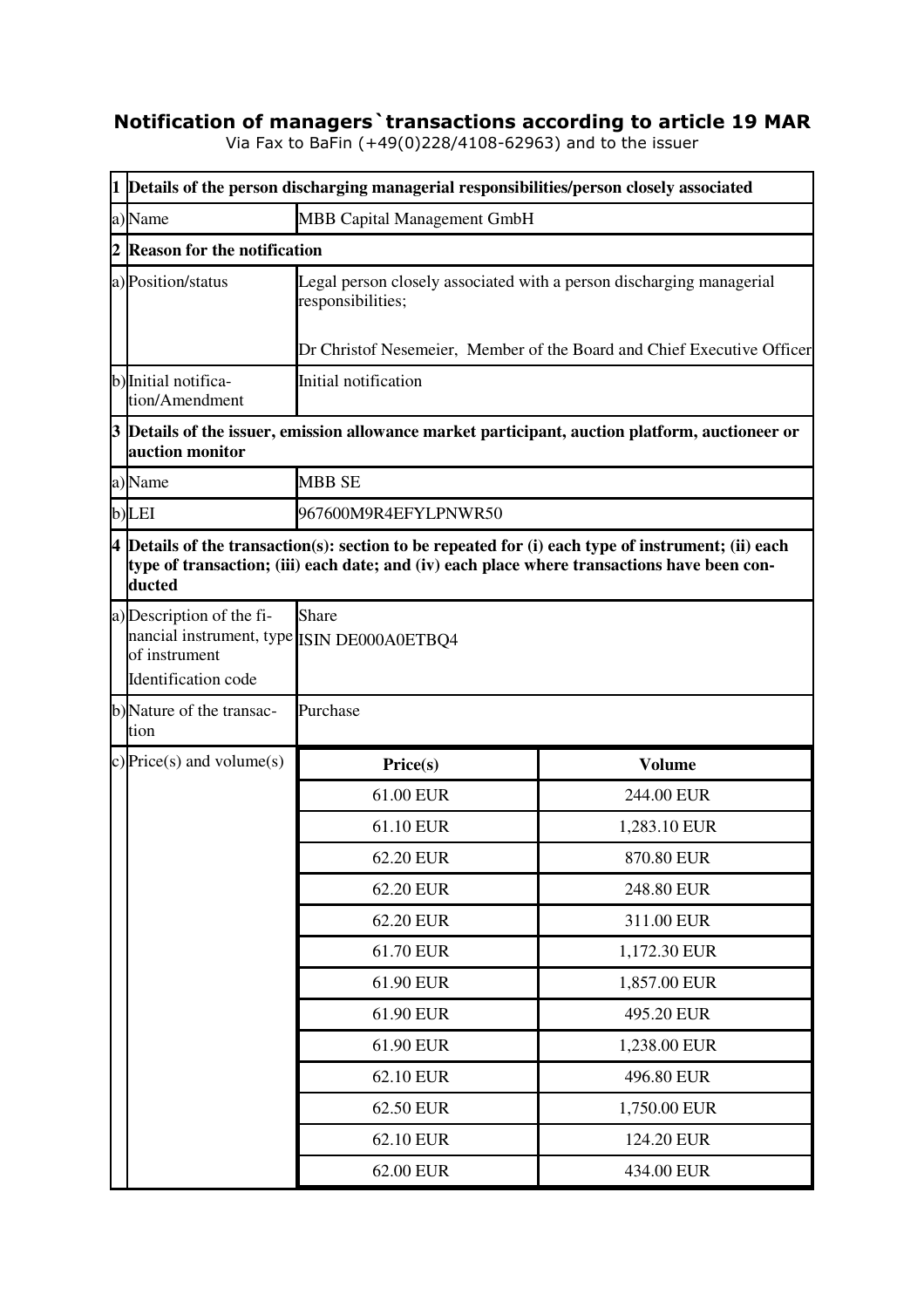# Notification of managers`transactions according to article 19 MAR

Via Fax to BaFin (+49(0)228/4108-62963) and to the issuer

| | | | |
|---|---|---|---|
| **1** | **Details of the person discharging managerial responsibilities/person closely associated** | | |
| a) | Name | MBB Capital Management GmbH | |
| **2** | **Reason for the notification** | | |
| a) | Position/status | Legal person closely associated with a person discharging managerial responsibilities;<br><br>Dr Christof Nesemeier, Member of the Board and Chief Executive Officer | |
| b) | Initial notification/Amendment | Initial notification | |
| **3** | **Details of the issuer, emission allowance market participant, auction platform, auctioneer or auction monitor** | | |
| a) | Name | MBB SE | |
| b) | LEI | 967600M9R4EFYLPNWR50 | |
| **4** | **Details of the transaction(s): section to be repeated for (i) each type of instrument; (ii) each type of transaction; (iii) each date; and (iv) each place where transactions have been conducted** | | |
| a) | Description of the financial instrument, type of instrument<br>Identification code | Share<br>ISIN DE000A0ETBQ4 | |
| b) | Nature of the transaction | Purchase | |
| c) | Price(s) and volume(s) | **Price(s)** | **Volume** |
| | | 61.00 EUR | 244.00 EUR |
| | | 61.10 EUR | 1,283.10 EUR |
| | | 62.20 EUR | 870.80 EUR |
| | | 62.20 EUR | 248.80 EUR |
| | | 62.20 EUR | 311.00 EUR |
| | | 61.70 EUR | 1,172.30 EUR |
| | | 61.90 EUR | 1,857.00 EUR |
| | | 61.90 EUR | 495.20 EUR |
| | | 61.90 EUR | 1,238.00 EUR |
| | | 62.10 EUR | 496.80 EUR |
| | | 62.50 EUR | 1,750.00 EUR |
| | | 62.10 EUR | 124.20 EUR |
| | | 62.00 EUR | 434.00 EUR |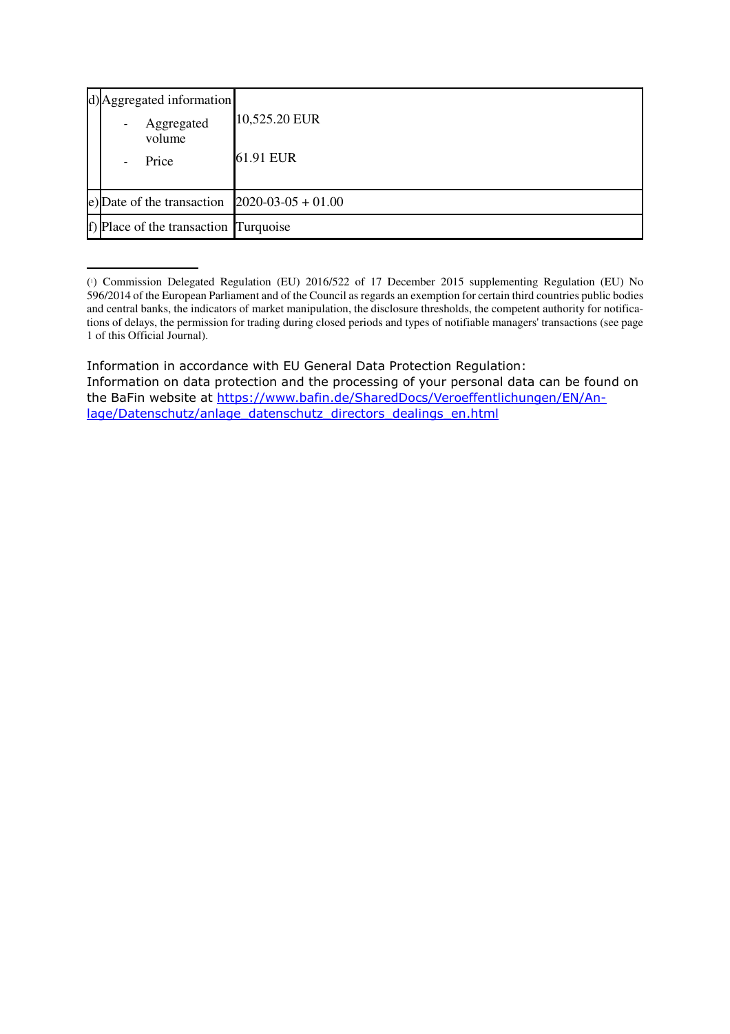| | | |
|---|---|---|
| d) | Aggregated information<br>- Aggregated volume<br>- Price | <br>10,525.20 EUR<br>61.91 EUR |
| e) | Date of the transaction | 2020-03-05 + 01.00 |
| f) | Place of the transaction | Turquoise |

---

(1) Commission Delegated Regulation (EU) 2016/522 of 17 December 2015 supplementing Regulation (EU) No 596/2014 of the European Parliament and of the Council as regards an exemption for certain third countries public bodies and central banks, the indicators of market manipulation, the disclosure thresholds, the competent authority for notifications of delays, the permission for trading during closed periods and types of notifiable managers' transactions (see page 1 of this Official Journal).

Information in accordance with EU General Data Protection Regulation:
Information on data protection and the processing of your personal data can be found on the BaFin website at [https://www.bafin.de/SharedDocs/Veroeffentlichungen/EN/Anlage/Datenschutz/anlage_datenschutz_directors_dealings_en.html](https://www.bafin.de/SharedDocs/Veroeffentlichungen/EN/Anlage/Datenschutz/anlage_datenschutz_directors_dealings_en.html)